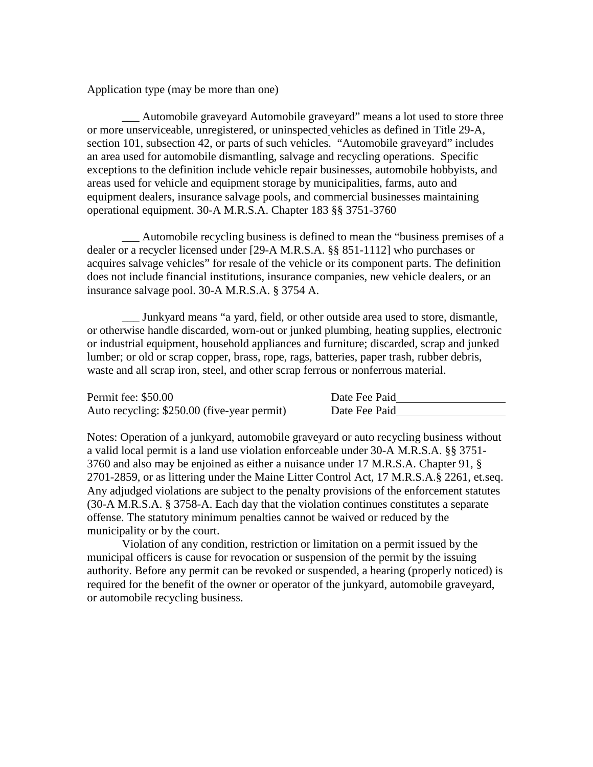Application type (may be more than one)

___ Automobile graveyard Automobile graveyard" means a lot used to store three or more unserviceable, unregistered, or uninspected vehicles as defined in Title 29-A, section 101, subsection 42, or parts of such vehicles. "Automobile graveyard" includes an area used for automobile dismantling, salvage and recycling operations. Specific exceptions to the definition include vehicle repair businesses, automobile hobbyists, and areas used for vehicle and equipment storage by municipalities, farms, auto and equipment dealers, insurance salvage pools, and commercial businesses maintaining operational equipment. 30-A M.R.S.A. Chapter 183 §§ 3751-3760

___ Automobile recycling business is defined to mean the "business premises of a dealer or a recycler licensed under [29-A M.R.S.A. §§ 851-1112] who purchases or acquires salvage vehicles" for resale of the vehicle or its component parts. The definition does not include financial institutions, insurance companies, new vehicle dealers, or an insurance salvage pool. 30-A M.R.S.A. § 3754 A.

___ Junkyard means "a yard, field, or other outside area used to store, dismantle, or otherwise handle discarded, worn-out or junked plumbing, heating supplies, electronic or industrial equipment, household appliances and furniture; discarded, scrap and junked lumber; or old or scrap copper, brass, rope, rags, batteries, paper trash, rubber debris, waste and all scrap iron, steel, and other scrap ferrous or nonferrous material.

Permit fee: $50.00 Date Fee Paid____________________

Auto recycling: $250.00 (five-year permit) Date Fee Paid____________________

Notes: Operation of a junkyard, automobile graveyard or auto recycling business without a valid local permit is a land use violation enforceable under 30-A M.R.S.A. §§ 3751-3760 and also may be enjoined as either a nuisance under 17 M.R.S.A. Chapter 91, § 2701-2859, or as littering under the Maine Litter Control Act, 17 M.R.S.A.§ 2261, et.seq. Any adjudged violations are subject to the penalty provisions of the enforcement statutes (30-A M.R.S.A. § 3758-A. Each day that the violation continues constitutes a separate offense. The statutory minimum penalties cannot be waived or reduced by the municipality or by the court.

Violation of any condition, restriction or limitation on a permit issued by the municipal officers is cause for revocation or suspension of the permit by the issuing authority. Before any permit can be revoked or suspended, a hearing (properly noticed) is required for the benefit of the owner or operator of the junkyard, automobile graveyard, or automobile recycling business.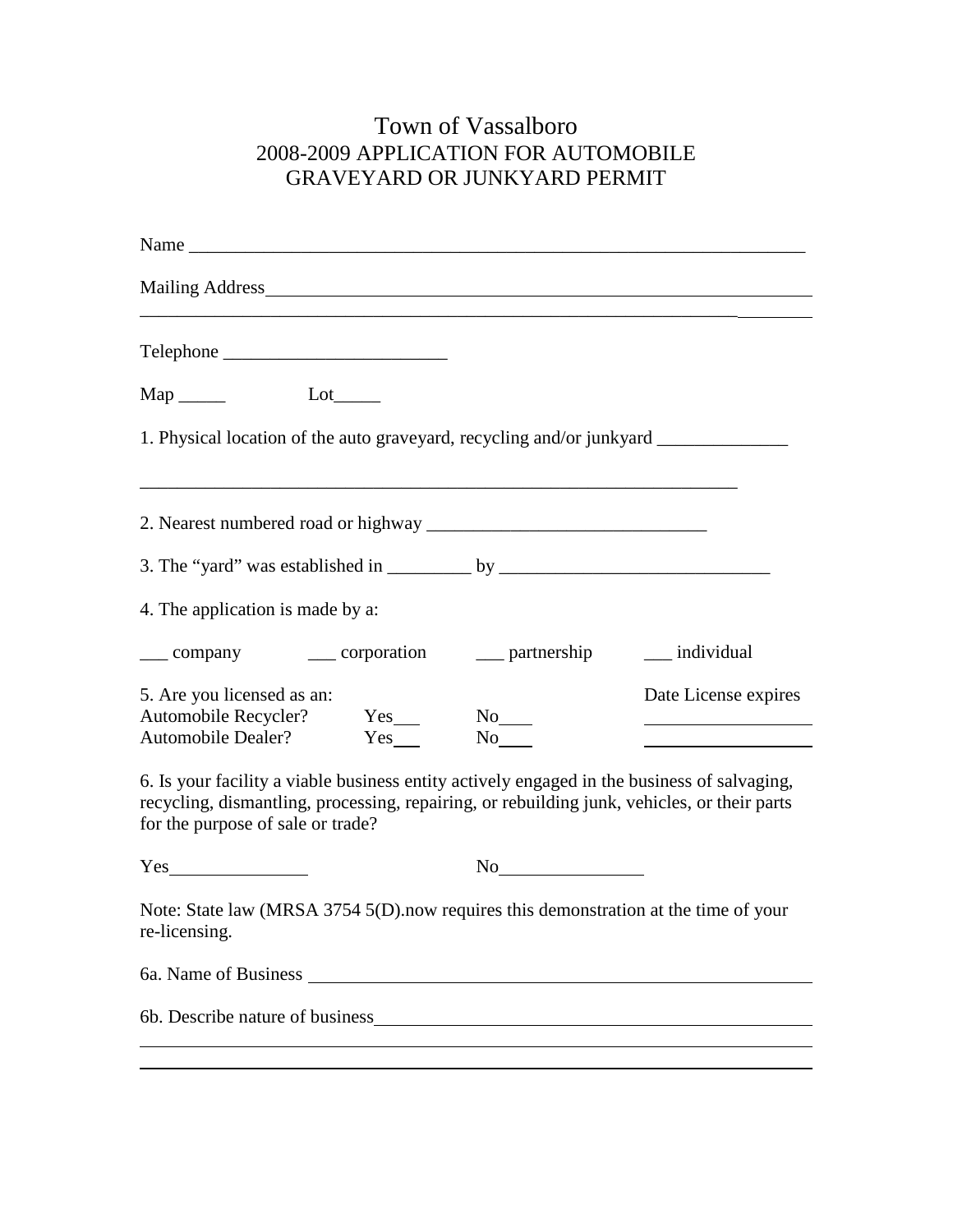# Town of Vassalboro
## 2008-2009 APPLICATION FOR AUTOMOBILE GRAVEYARD OR JUNKYARD PERMIT

Name ____________________________________________________________________

Mailing Address___________________________________________________________

________________________________________________________________________

Telephone ________________________

Map _____ Lot_____

1. Physical location of the auto graveyard, recycling and/or junkyard ______________

________________________________________________________________

2. Nearest numbered road or highway ______________________________

3. The "yard" was established in _________ by _____________________________

4. The application is made by a:

___ company ___ corporation ___ partnership ___ individual

| 5. Are you licensed as an: | | | Date License expires |
|---|---|---|---|
| Automobile Recycler? | Yes___ | No___ | __________ |
| Automobile Dealer? | Yes___ | No___ | __________ |

6. Is your facility a viable business entity actively engaged in the business of salvaging, recycling, dismantling, processing, repairing, or rebuilding junk, vehicles, or their parts for the purpose of sale or trade?

Yes_______________ No_______________

Note: State law (MRSA 3754 5(D).now requires this demonstration at the time of your re-licensing.

6a. Name of Business ______________________________________________________

6b. Describe nature of business_______________________________________________

________________________________________________________________________

________________________________________________________________________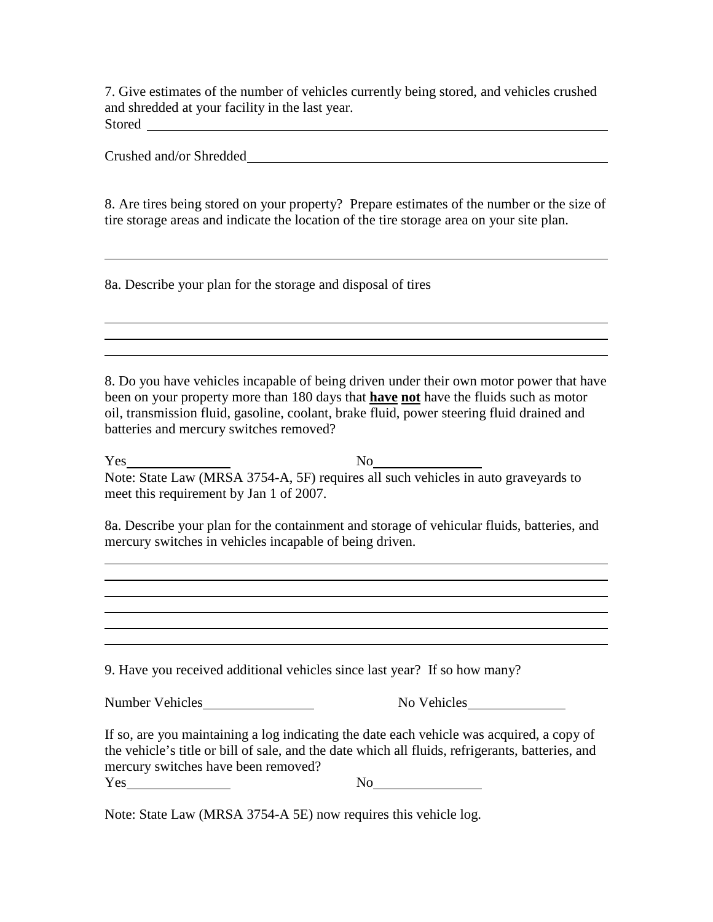7. Give estimates of the number of vehicles currently being stored, and vehicles crushed and shredded at your facility in the last year.

Stored \_\_\_\_\_\_\_\_\_\_\_\_\_\_\_\_\_\_\_\_\_\_\_\_\_\_\_\_\_\_\_\_\_\_\_\_\_\_\_\_\_\_\_\_\_\_\_\_\_\_\_\_\_\_\_\_\_\_\_\_\_\_\_\_

Crushed and/or Shredded\_\_\_\_\_\_\_\_\_\_\_\_\_\_\_\_\_\_\_\_\_\_\_\_\_\_\_\_\_\_\_\_\_\_\_\_\_\_\_\_\_\_\_\_\_\_\_\_\_\_\_

8. Are tires being stored on your property? Prepare estimates of the number or the size of tire storage areas and indicate the location of the tire storage area on your site plan.

\_\_\_\_\_\_\_\_\_\_\_\_\_\_\_\_\_\_\_\_\_\_\_\_\_\_\_\_\_\_\_\_\_\_\_\_\_\_\_\_\_\_\_\_\_\_\_\_\_\_\_\_\_\_\_\_\_\_\_\_\_\_\_\_\_\_\_\_\_\_\_\_

8a. Describe your plan for the storage and disposal of tires

\_\_\_\_\_\_\_\_\_\_\_\_\_\_\_\_\_\_\_\_\_\_\_\_\_\_\_\_\_\_\_\_\_\_\_\_\_\_\_\_\_\_\_\_\_\_\_\_\_\_\_\_\_\_\_\_\_\_\_\_\_\_\_\_\_\_\_\_\_\_\_\_

\_\_\_\_\_\_\_\_\_\_\_\_\_\_\_\_\_\_\_\_\_\_\_\_\_\_\_\_\_\_\_\_\_\_\_\_\_\_\_\_\_\_\_\_\_\_\_\_\_\_\_\_\_\_\_\_\_\_\_\_\_\_\_\_\_\_\_\_\_\_\_\_

\_\_\_\_\_\_\_\_\_\_\_\_\_\_\_\_\_\_\_\_\_\_\_\_\_\_\_\_\_\_\_\_\_\_\_\_\_\_\_\_\_\_\_\_\_\_\_\_\_\_\_\_\_\_\_\_\_\_\_\_\_\_\_\_\_\_\_\_\_\_\_\_

8. Do you have vehicles incapable of being driven under their own motor power that have been on your property more than 180 days that **<u>have</u> <u>not</u>** have the fluids such as motor oil, transmission fluid, gasoline, coolant, brake fluid, power steering fluid drained and batteries and mercury switches removed?

Yes\_\_\_\_\_\_\_\_\_\_\_\_\_\_\_ No\_\_\_\_\_\_\_\_\_\_\_\_\_\_\_

Note: State Law (MRSA 3754-A, 5F) requires all such vehicles in auto graveyards to meet this requirement by Jan 1 of 2007.

8a. Describe your plan for the containment and storage of vehicular fluids, batteries, and mercury switches in vehicles incapable of being driven.

\_\_\_\_\_\_\_\_\_\_\_\_\_\_\_\_\_\_\_\_\_\_\_\_\_\_\_\_\_\_\_\_\_\_\_\_\_\_\_\_\_\_\_\_\_\_\_\_\_\_\_\_\_\_\_\_\_\_\_\_\_\_\_\_\_\_\_\_\_\_\_\_

\_\_\_\_\_\_\_\_\_\_\_\_\_\_\_\_\_\_\_\_\_\_\_\_\_\_\_\_\_\_\_\_\_\_\_\_\_\_\_\_\_\_\_\_\_\_\_\_\_\_\_\_\_\_\_\_\_\_\_\_\_\_\_\_\_\_\_\_\_\_\_\_

\_\_\_\_\_\_\_\_\_\_\_\_\_\_\_\_\_\_\_\_\_\_\_\_\_\_\_\_\_\_\_\_\_\_\_\_\_\_\_\_\_\_\_\_\_\_\_\_\_\_\_\_\_\_\_\_\_\_\_\_\_\_\_\_\_\_\_\_\_\_\_\_

\_\_\_\_\_\_\_\_\_\_\_\_\_\_\_\_\_\_\_\_\_\_\_\_\_\_\_\_\_\_\_\_\_\_\_\_\_\_\_\_\_\_\_\_\_\_\_\_\_\_\_\_\_\_\_\_\_\_\_\_\_\_\_\_\_\_\_\_\_\_\_\_

\_\_\_\_\_\_\_\_\_\_\_\_\_\_\_\_\_\_\_\_\_\_\_\_\_\_\_\_\_\_\_\_\_\_\_\_\_\_\_\_\_\_\_\_\_\_\_\_\_\_\_\_\_\_\_\_\_\_\_\_\_\_\_\_\_\_\_\_\_\_\_\_

\_\_\_\_\_\_\_\_\_\_\_\_\_\_\_\_\_\_\_\_\_\_\_\_\_\_\_\_\_\_\_\_\_\_\_\_\_\_\_\_\_\_\_\_\_\_\_\_\_\_\_\_\_\_\_\_\_\_\_\_\_\_\_\_\_\_\_\_\_\_\_\_

9. Have you received additional vehicles since last year? If so how many?

Number Vehicles\_\_\_\_\_\_\_\_\_\_\_\_\_\_\_\_ No Vehicles\_\_\_\_\_\_\_\_\_\_\_\_\_\_

If so, are you maintaining a log indicating the date each vehicle was acquired, a copy of the vehicle's title or bill of sale, and the date which all fluids, refrigerants, batteries, and mercury switches have been removed?

Yes\_\_\_\_\_\_\_\_\_\_\_\_\_\_\_ No\_\_\_\_\_\_\_\_\_\_\_\_\_\_\_

Note: State Law (MRSA 3754-A 5E) now requires this vehicle log.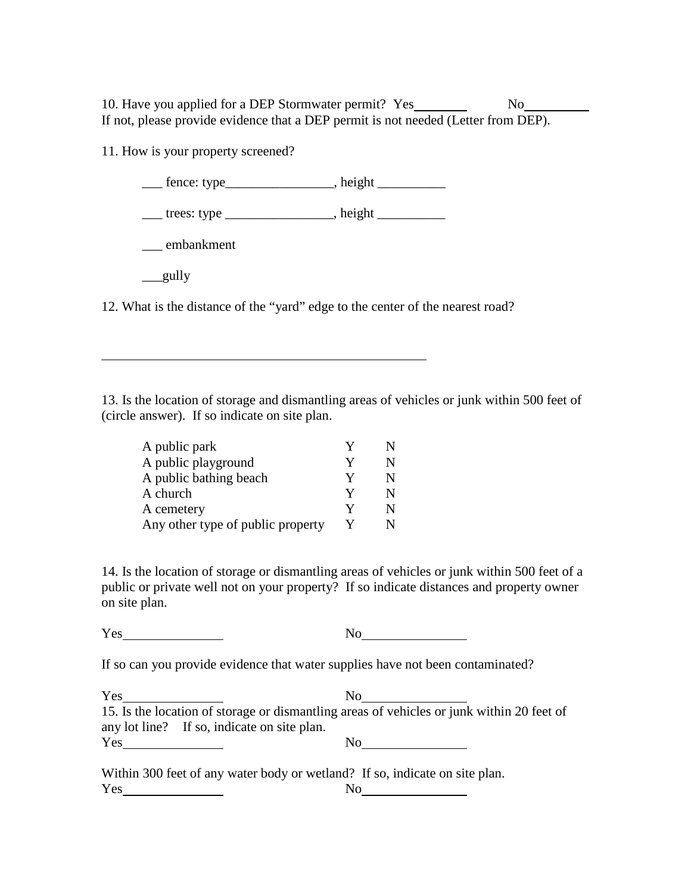10. Have you applied for a DEP Stormwater permit? Yes________ No__________
If not, please provide evidence that a DEP permit is not needed (Letter from DEP).

11. How is your property screened?

___ fence: type________________, height __________

___ trees: type ________________, height __________

___ embankment

___gully

12. What is the distance of the "yard" edge to the center of the nearest road?

__________________________________________________

13. Is the location of storage and dismantling areas of vehicles or junk within 500 feet of (circle answer). If so indicate on site plan.

| | | |
|---|---|---|
| A public park | Y | N |
| A public playground | Y | N |
| A public bathing beach | Y | N |
| A church | Y | N |
| A cemetery | Y | N |
| Any other type of public property | Y | N |

14. Is the location of storage or dismantling areas of vehicles or junk within 500 feet of a public or private well not on your property? If so indicate distances and property owner on site plan.

Yes_______________ No_______________

If so can you provide evidence that water supplies have not been contaminated?

Yes_______________ No_______________

15. Is the location of storage or dismantling areas of vehicles or junk within 20 feet of any lot line? If so, indicate on site plan.

Yes_______________ No_______________

Within 300 feet of any water body or wetland? If so, indicate on site plan.

Yes_______________ No_______________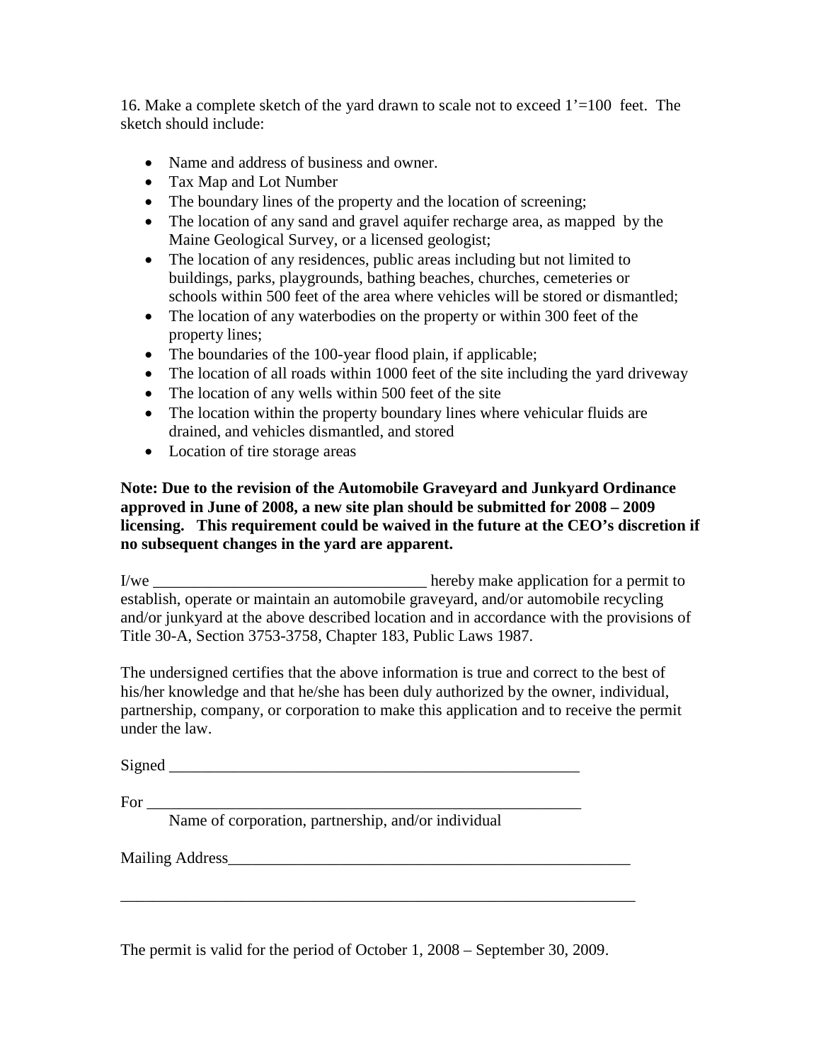16. Make a complete sketch of the yard drawn to scale not to exceed 1'=100 feet. The sketch should include:

- Name and address of business and owner.
- Tax Map and Lot Number
- The boundary lines of the property and the location of screening;
- The location of any sand and gravel aquifer recharge area, as mapped by the Maine Geological Survey, or a licensed geologist;
- The location of any residences, public areas including but not limited to buildings, parks, playgrounds, bathing beaches, churches, cemeteries or schools within 500 feet of the area where vehicles will be stored or dismantled;
- The location of any waterbodies on the property or within 300 feet of the property lines;
- The boundaries of the 100-year flood plain, if applicable;
- The location of all roads within 1000 feet of the site including the yard driveway
- The location of any wells within 500 feet of the site
- The location within the property boundary lines where vehicular fluids are drained, and vehicles dismantled, and stored
- Location of tire storage areas

**Note: Due to the revision of the Automobile Graveyard and Junkyard Ordinance approved in June of 2008, a new site plan should be submitted for 2008 – 2009 licensing. This requirement could be waived in the future at the CEO's discretion if no subsequent changes in the yard are apparent.**

I/we __________________________________ hereby make application for a permit to establish, operate or maintain an automobile graveyard, and/or automobile recycling and/or junkyard at the above described location and in accordance with the provisions of Title 30-A, Section 3753-3758, Chapter 183, Public Laws 1987.

The undersigned certifies that the above information is true and correct to the best of his/her knowledge and that he/she has been duly authorized by the owner, individual, partnership, company, or corporation to make this application and to receive the permit under the law.

Signed ____________________________________________________

For _______________________________________________________

Name of corporation, partnership, and/or individual

Mailing Address_____________________________________________________

_________________________________________________________________

The permit is valid for the period of October 1, 2008 – September 30, 2009.